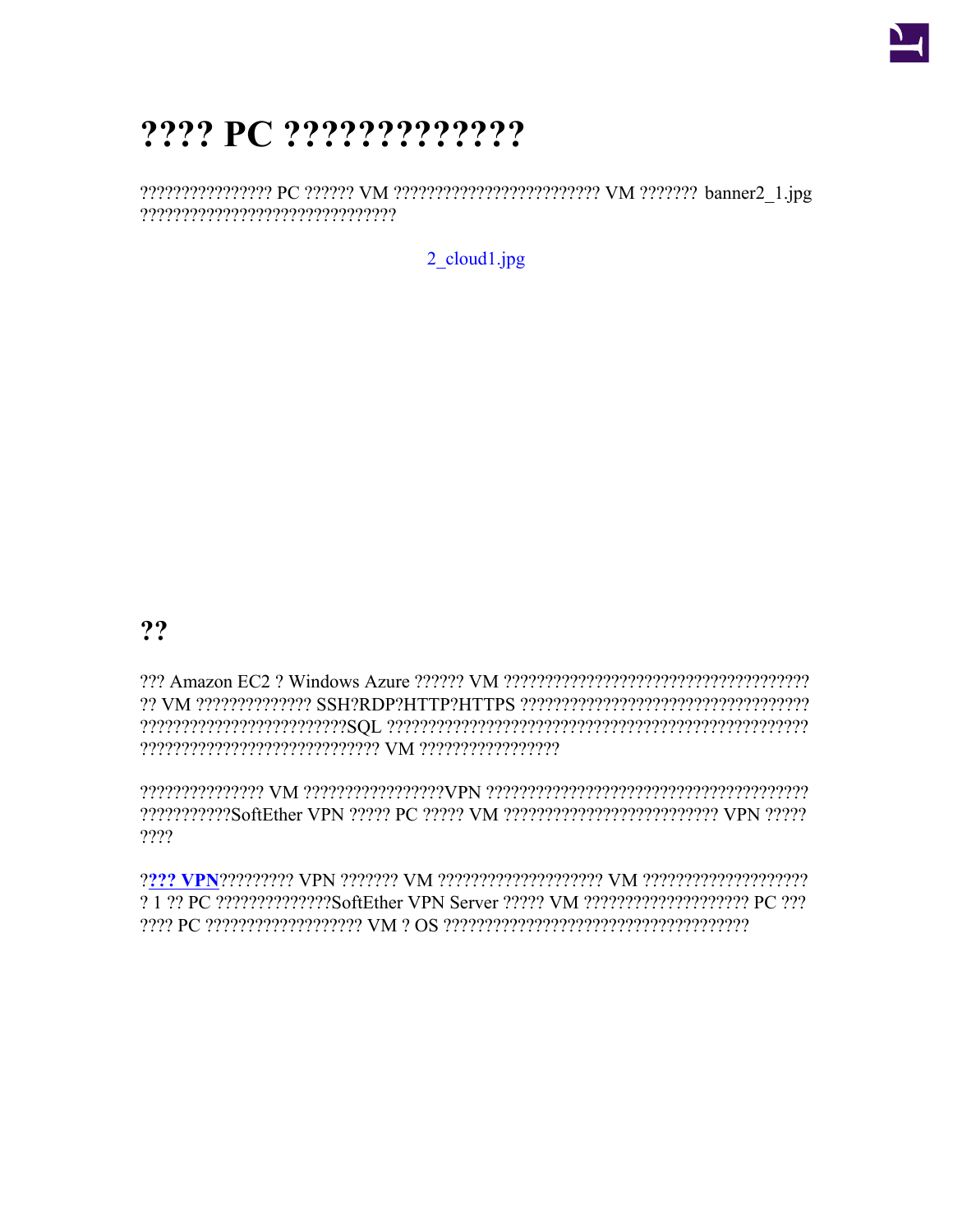# ???? PC ????????????

???????????????? PC ?????? VM ????????????????????????? VM ??????? banner2_1.jpg ??????????????????????????????

2_cloud1.jpg

## ??

??? Amazon EC2 ? Windows Azure ?????? VM ????????????????????????????????????? ?? VM ?????????????? SSH?RDP?HTTP?HTTPS ?????????????????????????????????? ?????????????????????????SQL ?????????????????????????????????????????????????? ????????????????????????????? VM ?????????????????

??????????????? VM ?????????????????VPN ?????????????????????????????????????? ???????????SoftEther VPN ????? PC ????? VM ?????????????????????????? VPN ????? ????

?**??? VPN**????????? VPN ??????? VM ???????????????????? VM ???????????????????? ? 1 ?? PC ??????????????SoftEther VPN Server ????? VM ??????????????????? PC ??? ???? PC ?????????????????? VM ? OS ????????????????????????????????????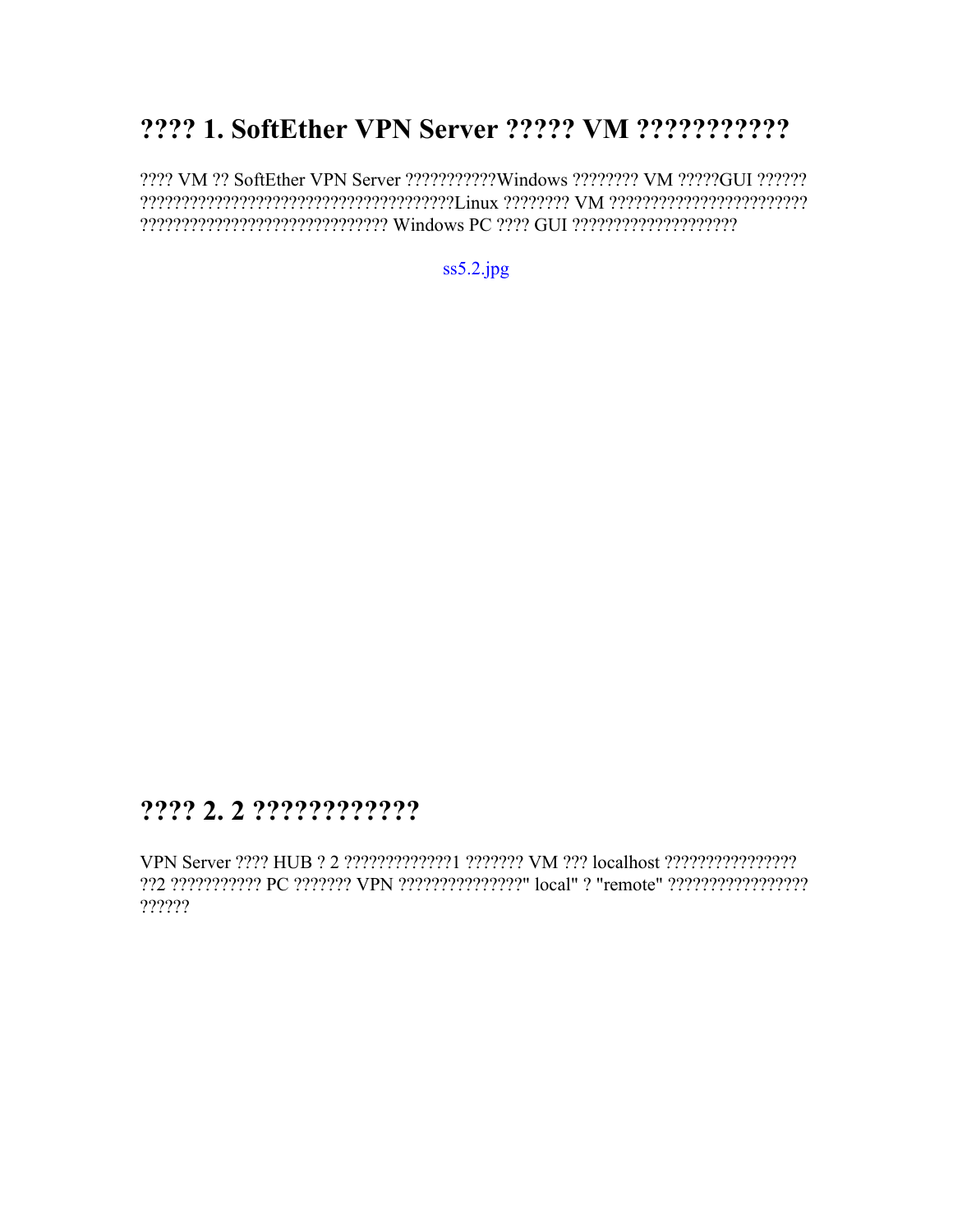## ???? 1. SoftEther VPN Server ????? VM ??????????

???? VM ?? SoftEther VPN Server ???????????Windows ???????? VM ?????GUI ?????? ?????????????????????????????????????Linux ???????? VM ??????????????????????? ????????????????????????????? Windows PC ???? GUI ???????????????????

ss5.2.jpg

## ???? 2. 2 ???????????

VPN Server ???? HUB ? 2 ?????????????1 ??????? VM ??? localhost ???????????????? ??2 ??????????? PC ??????? VPN ???????????????" local" ? "remote" ????????????????? ??????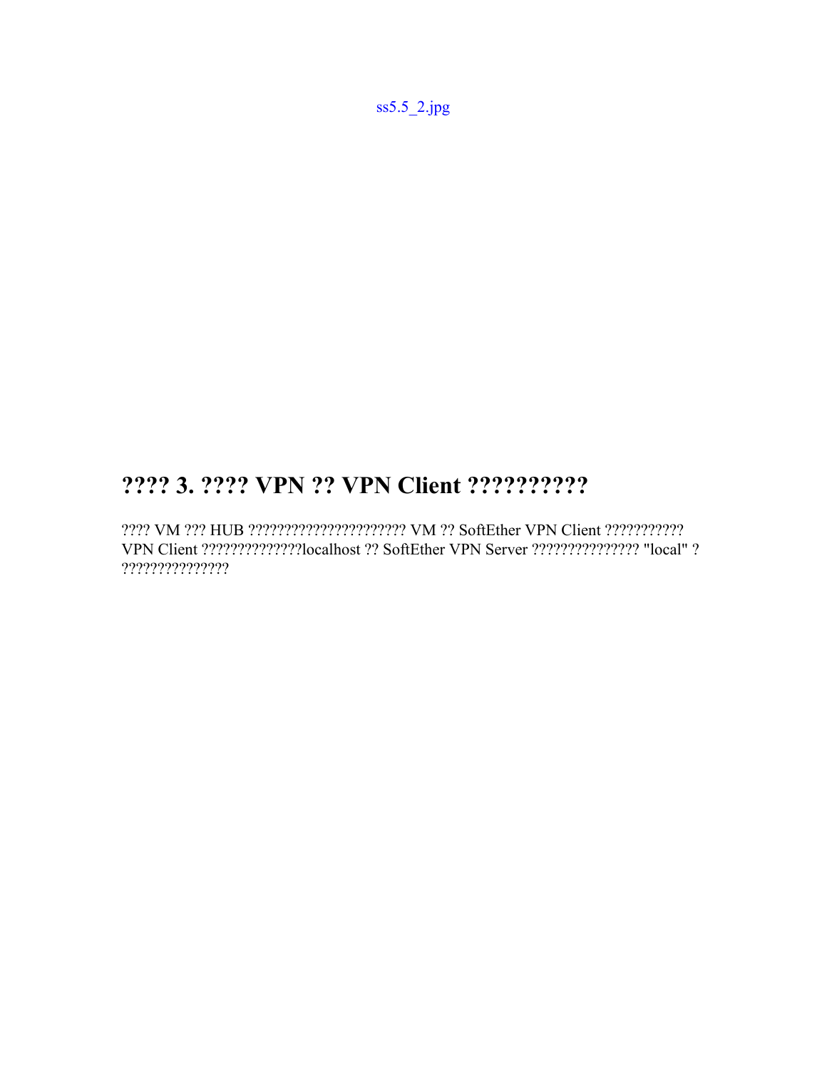ss5.5_2.jpg

## ???? 3. ???? VPN ?? VPN Client ??????????

???? VM ??? HUB ?????????????????????? VM ?? SoftEther VPN Client ??????????? VPN Client ??????????????localhost ?? SoftEther VPN Server ??????????????? "local" ? ???????????????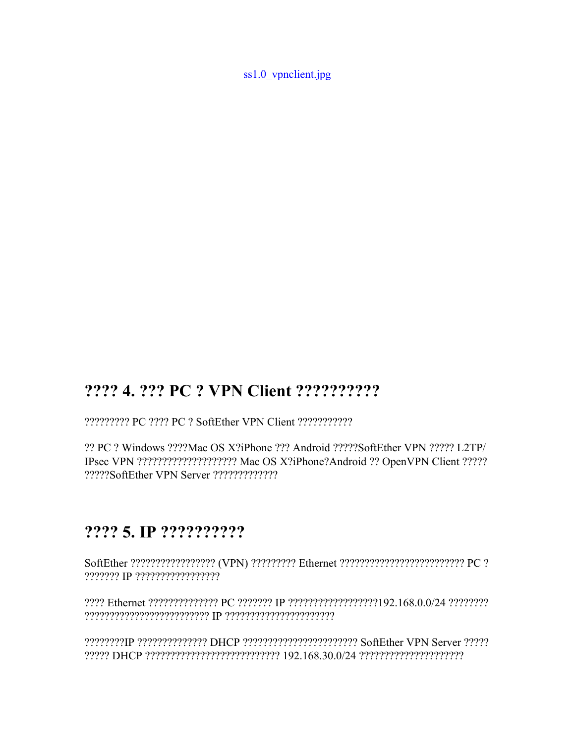ss1.0_vpnclient.jpg

## ???? 4. ??? PC ? VPN Client ?????????

????????? PC ???? PC ? SoftEther VPN Client ???????????

?? PC ? Windows ????Mac OS X?iPhone ??? Android ?????SoftEther VPN ????? L2TP/IPsec VPN ??????????????????? Mac OS X?iPhone?Android ?? OpenVPN Client ?????
?????SoftEther VPN Server ?????????????

## ???? 5. IP ?????????

SoftEther ????????????????? (VPN) ????????? Ethernet ????????????????????????? PC ?
??????? IP ?????????????????

???? Ethernet ?????????????? PC ??????? IP ??????????????????192.168.0.0/24 ????????
???????????????????????? IP ?????????????????????

????????IP ?????????????? DHCP ?????????????????????? SoftEther VPN Server ?????
????? DHCP ?????????????????????????? 192.168.30.0/24 ????????????????????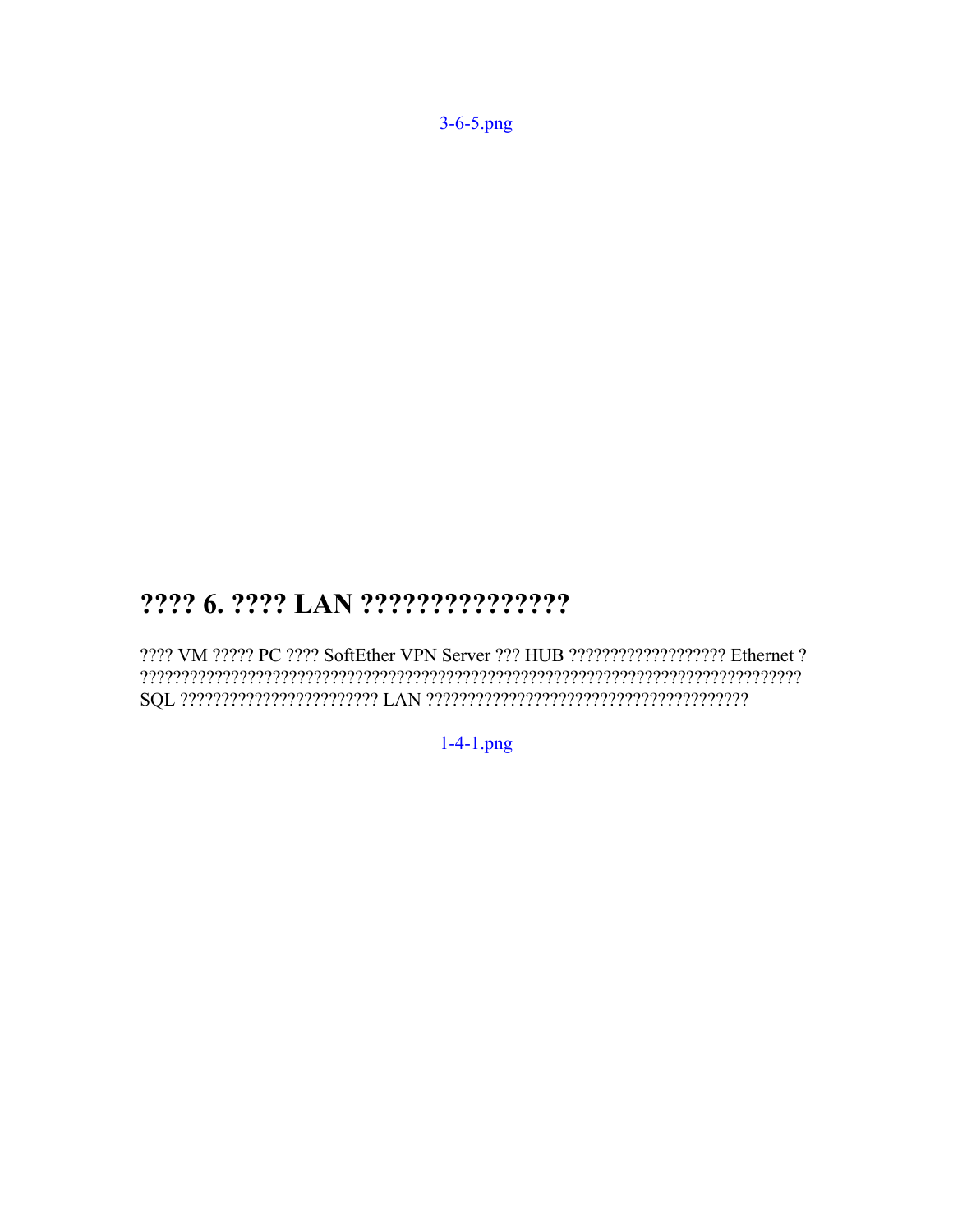3-6-5.png

## ???? 6. ???? LAN ??????????????

???? VM ????? PC ???? SoftEther VPN Server ??? HUB ??????????????????? Ethernet ?
??????????????????????????????????????????????????????????????????????????
SQL ???????????????????????? LAN ????????????????????????????????????????

1-4-1.png